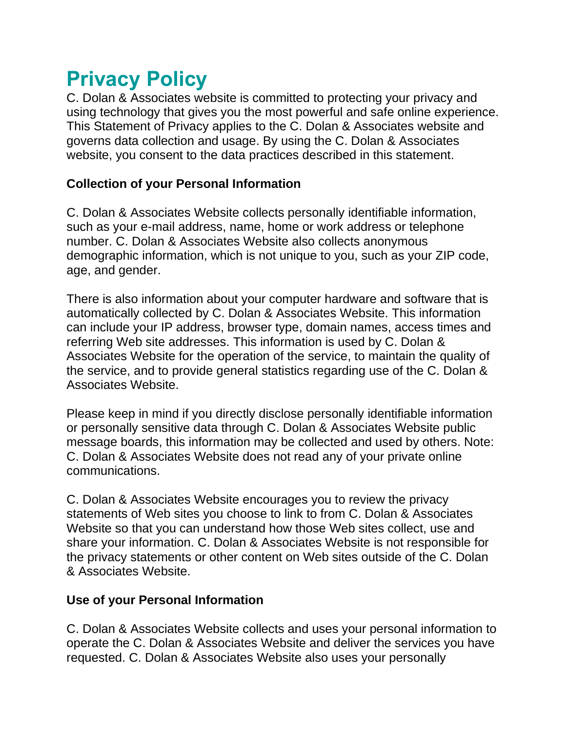# Privacy Policy

C. Dolan & Associates website is committed to protecting your privacy and using technology that gives you the most powerful and safe online experience. This Statement of Privacy applies to the C. Dolan & Associates website and governs data collection and usage. By using the C. Dolan & Associates website, you consent to the data practices described in this statement.

**Collection of your Personal Information**

C. Dolan & Associates Website collects personally identifiable information, such as your e-mail address, name, home or work address or telephone number. C. Dolan & Associates Website also collects anonymous demographic information, which is not unique to you, such as your ZIP code, age, and gender.

There is also information about your computer hardware and software that is automatically collected by C. Dolan & Associates Website. This information can include your IP address, browser type, domain names, access times and referring Web site addresses. This information is used by C. Dolan & Associates Website for the operation of the service, to maintain the quality of the service, and to provide general statistics regarding use of the C. Dolan & Associates Website.

Please keep in mind if you directly disclose personally identifiable information or personally sensitive data through C. Dolan & Associates Website public message boards, this information may be collected and used by others. Note: C. Dolan & Associates Website does not read any of your private online communications.

C. Dolan & Associates Website encourages you to review the privacy statements of Web sites you choose to link to from C. Dolan & Associates Website so that you can understand how those Web sites collect, use and share your information. C. Dolan & Associates Website is not responsible for the privacy statements or other content on Web sites outside of the C. Dolan & Associates Website.

**Use of your Personal Information**

C. Dolan & Associates Website collects and uses your personal information to operate the C. Dolan & Associates Website and deliver the services you have requested. C. Dolan & Associates Website also uses your personally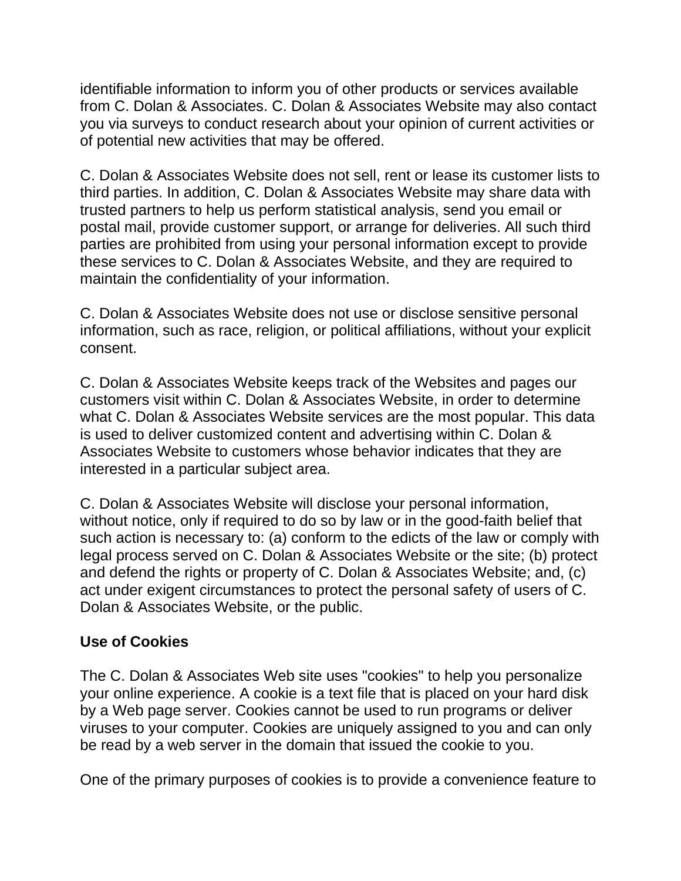identifiable information to inform you of other products or services available from C. Dolan & Associates. C. Dolan & Associates Website may also contact you via surveys to conduct research about your opinion of current activities or of potential new activities that may be offered.

C. Dolan & Associates Website does not sell, rent or lease its customer lists to third parties. In addition, C. Dolan & Associates Website may share data with trusted partners to help us perform statistical analysis, send you email or postal mail, provide customer support, or arrange for deliveries. All such third parties are prohibited from using your personal information except to provide these services to C. Dolan & Associates Website, and they are required to maintain the confidentiality of your information.

C. Dolan & Associates Website does not use or disclose sensitive personal information, such as race, religion, or political affiliations, without your explicit consent.

C. Dolan & Associates Website keeps track of the Websites and pages our customers visit within C. Dolan & Associates Website, in order to determine what C. Dolan & Associates Website services are the most popular. This data is used to deliver customized content and advertising within C. Dolan & Associates Website to customers whose behavior indicates that they are interested in a particular subject area.

C. Dolan & Associates Website will disclose your personal information, without notice, only if required to do so by law or in the good-faith belief that such action is necessary to: (a) conform to the edicts of the law or comply with legal process served on C. Dolan & Associates Website or the site; (b) protect and defend the rights or property of C. Dolan & Associates Website; and, (c) act under exigent circumstances to protect the personal safety of users of C. Dolan & Associates Website, or the public.

**Use of Cookies**

The C. Dolan & Associates Web site uses "cookies" to help you personalize your online experience. A cookie is a text file that is placed on your hard disk by a Web page server. Cookies cannot be used to run programs or deliver viruses to your computer. Cookies are uniquely assigned to you and can only be read by a web server in the domain that issued the cookie to you.

One of the primary purposes of cookies is to provide a convenience feature to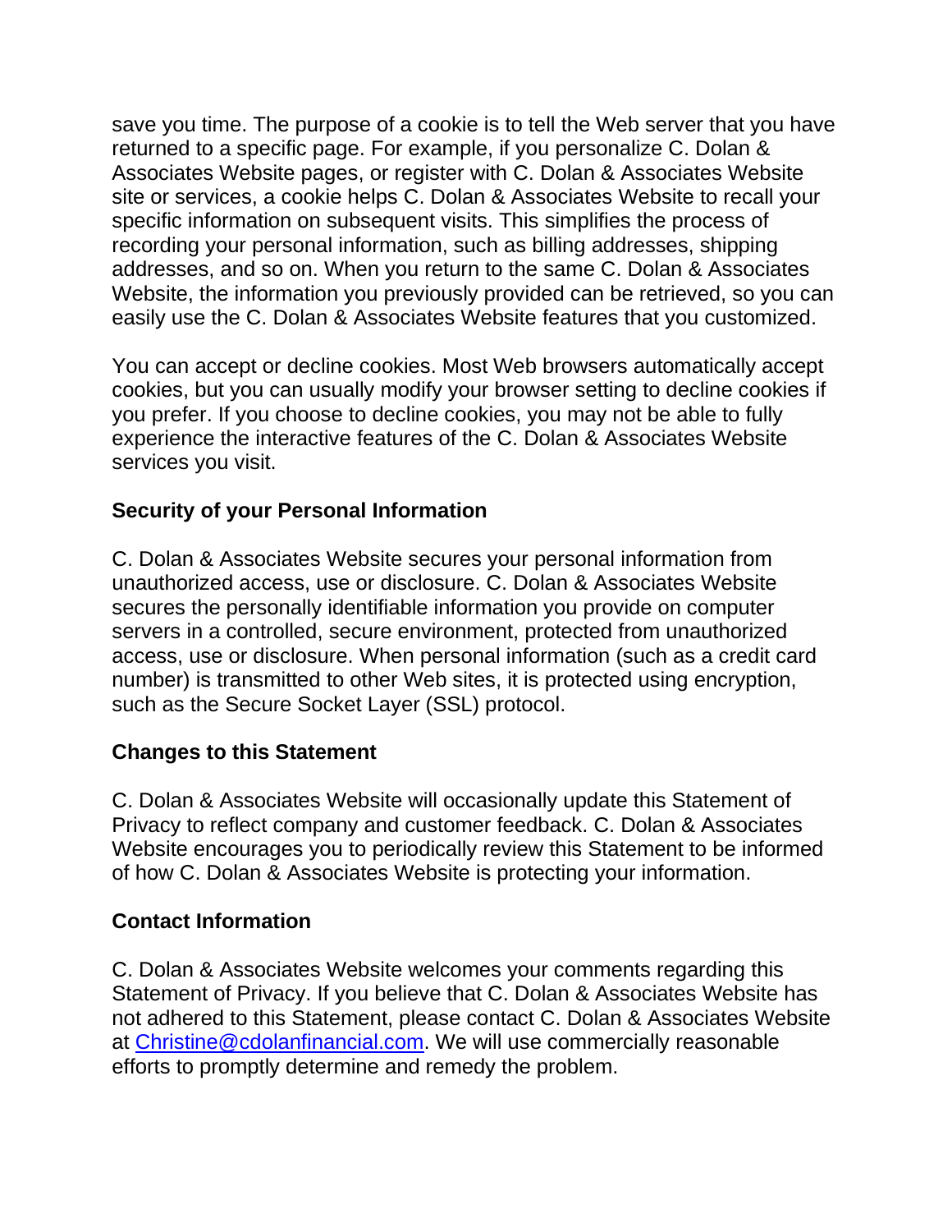save you time. The purpose of a cookie is to tell the Web server that you have returned to a specific page. For example, if you personalize C. Dolan & Associates Website pages, or register with C. Dolan & Associates Website site or services, a cookie helps C. Dolan & Associates Website to recall your specific information on subsequent visits. This simplifies the process of recording your personal information, such as billing addresses, shipping addresses, and so on. When you return to the same C. Dolan & Associates Website, the information you previously provided can be retrieved, so you can easily use the C. Dolan & Associates Website features that you customized.

You can accept or decline cookies. Most Web browsers automatically accept cookies, but you can usually modify your browser setting to decline cookies if you prefer. If you choose to decline cookies, you may not be able to fully experience the interactive features of the C. Dolan & Associates Website services you visit.

**Security of your Personal Information**

C. Dolan & Associates Website secures your personal information from unauthorized access, use or disclosure. C. Dolan & Associates Website secures the personally identifiable information you provide on computer servers in a controlled, secure environment, protected from unauthorized access, use or disclosure. When personal information (such as a credit card number) is transmitted to other Web sites, it is protected using encryption, such as the Secure Socket Layer (SSL) protocol.

**Changes to this Statement**

C. Dolan & Associates Website will occasionally update this Statement of Privacy to reflect company and customer feedback. C. Dolan & Associates Website encourages you to periodically review this Statement to be informed of how C. Dolan & Associates Website is protecting your information.

**Contact Information**

C. Dolan & Associates Website welcomes your comments regarding this Statement of Privacy. If you believe that C. Dolan & Associates Website has not adhered to this Statement, please contact C. Dolan & Associates Website at [Christine@cdolanfinancial.com](mailto:Christine@cdolanfinancial.com). We will use commercially reasonable efforts to promptly determine and remedy the problem.